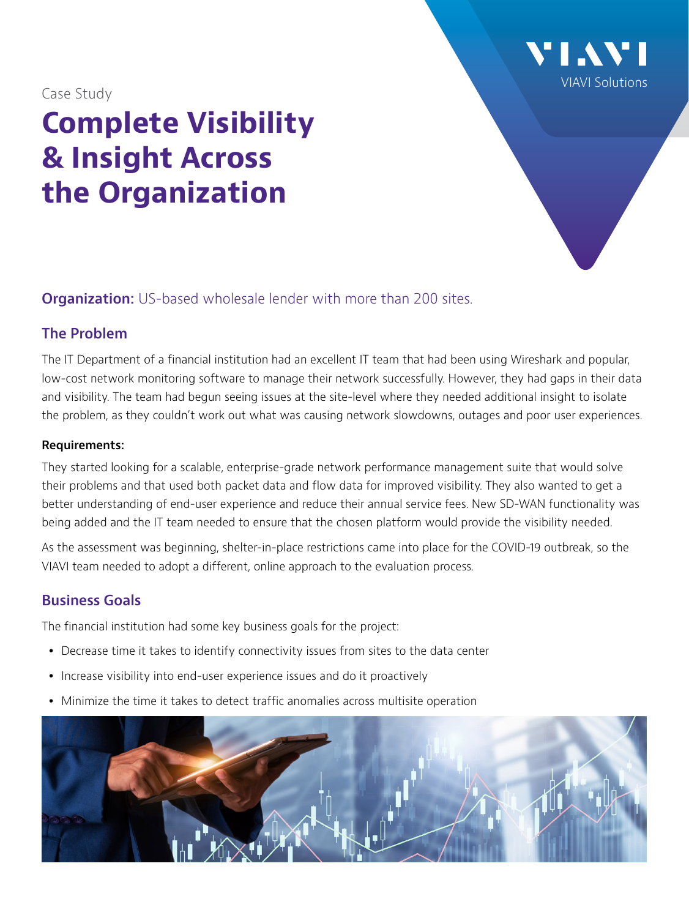Case Study

# Complete Visibility & Insight Across the Organization

VIAVI Solutions

**Organization:** US-based wholesale lender with more than 200 sites.

## The Problem

The IT Department of a financial institution had an excellent IT team that had been using Wireshark and popular, low-cost network monitoring software to manage their network successfully. However, they had gaps in their data and visibility. The team had begun seeing issues at the site-level where they needed additional insight to isolate the problem, as they couldn't work out what was causing network slowdowns, outages and poor user experiences.

**Requirements:**

They started looking for a scalable, enterprise-grade network performance management suite that would solve their problems and that used both packet data and flow data for improved visibility. They also wanted to get a better understanding of end-user experience and reduce their annual service fees. New SD-WAN functionality was being added and the IT team needed to ensure that the chosen platform would provide the visibility needed.

As the assessment was beginning, shelter-in-place restrictions came into place for the COVID-19 outbreak, so the VIAVI team needed to adopt a different, online approach to the evaluation process.

## Business Goals

The financial institution had some key business goals for the project:

- Decrease time it takes to identify connectivity issues from sites to the data center
- Increase visibility into end-user experience issues and do it proactively
- Minimize the time it takes to detect traffic anomalies across multisite operation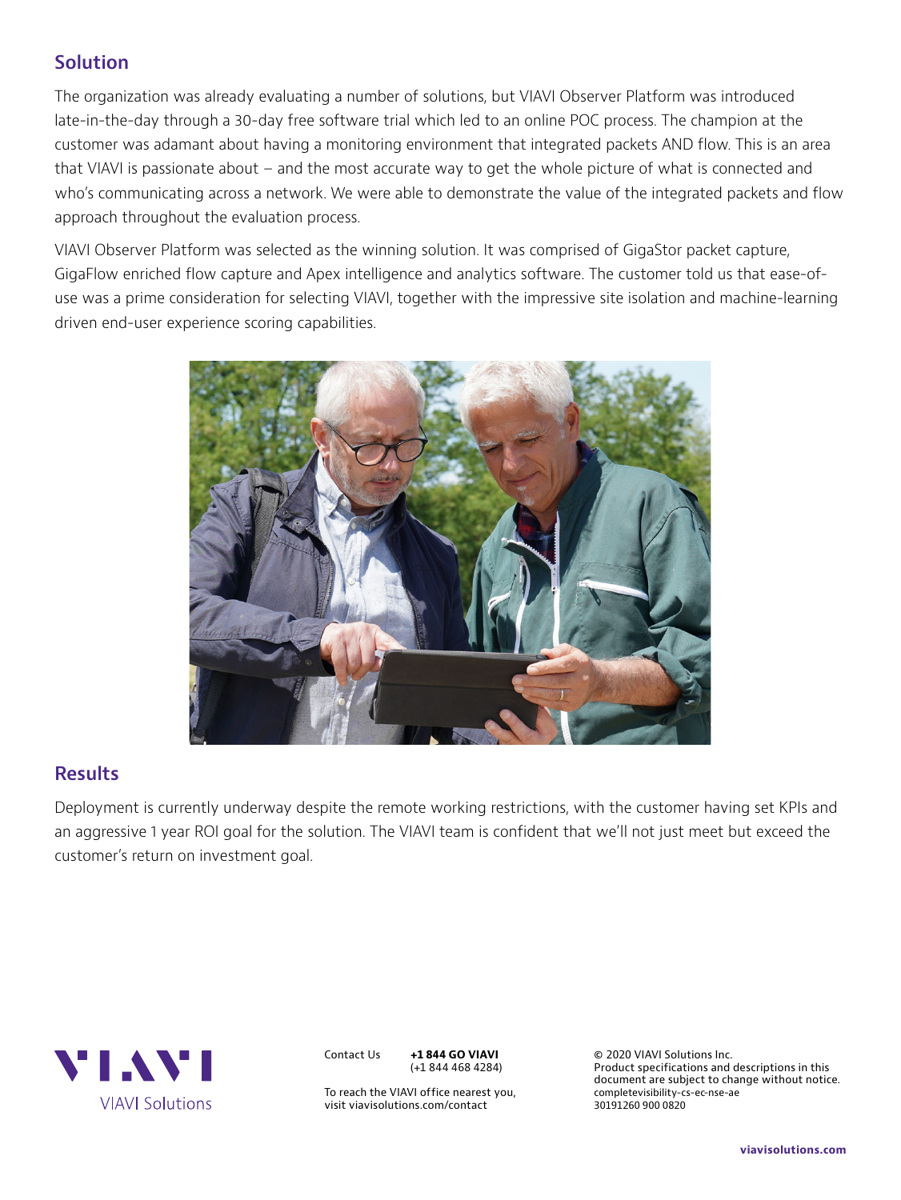## Solution

The organization was already evaluating a number of solutions, but VIAVI Observer Platform was introduced late-in-the-day through a 30-day free software trial which led to an online POC process. The champion at the customer was adamant about having a monitoring environment that integrated packets AND flow. This is an area that VIAVI is passionate about – and the most accurate way to get the whole picture of what is connected and who's communicating across a network. We were able to demonstrate the value of the integrated packets and flow approach throughout the evaluation process.

VIAVI Observer Platform was selected as the winning solution. It was comprised of GigaStor packet capture, GigaFlow enriched flow capture and Apex intelligence and analytics software. The customer told us that ease-of-use was a prime consideration for selecting VIAVI, together with the impressive site isolation and machine-learning driven end-user experience scoring capabilities.

## Results

Deployment is currently underway despite the remote working restrictions, with the customer having set KPIs and an aggressive 1 year ROI goal for the solution. The VIAVI team is confident that we'll not just meet but exceed the customer's return on investment goal.

VIAVI Solutions

Contact Us **+1 844 GO VIAVI**
(+1 844 468 4284)

To reach the VIAVI office nearest you, visit viavisolutions.com/contact

© 2020 VIAVI Solutions Inc.
Product specifications and descriptions in this document are subject to change without notice.
completevisibility-cs-ec-nse-ae
30191260 900 0820

viavisolutions.com